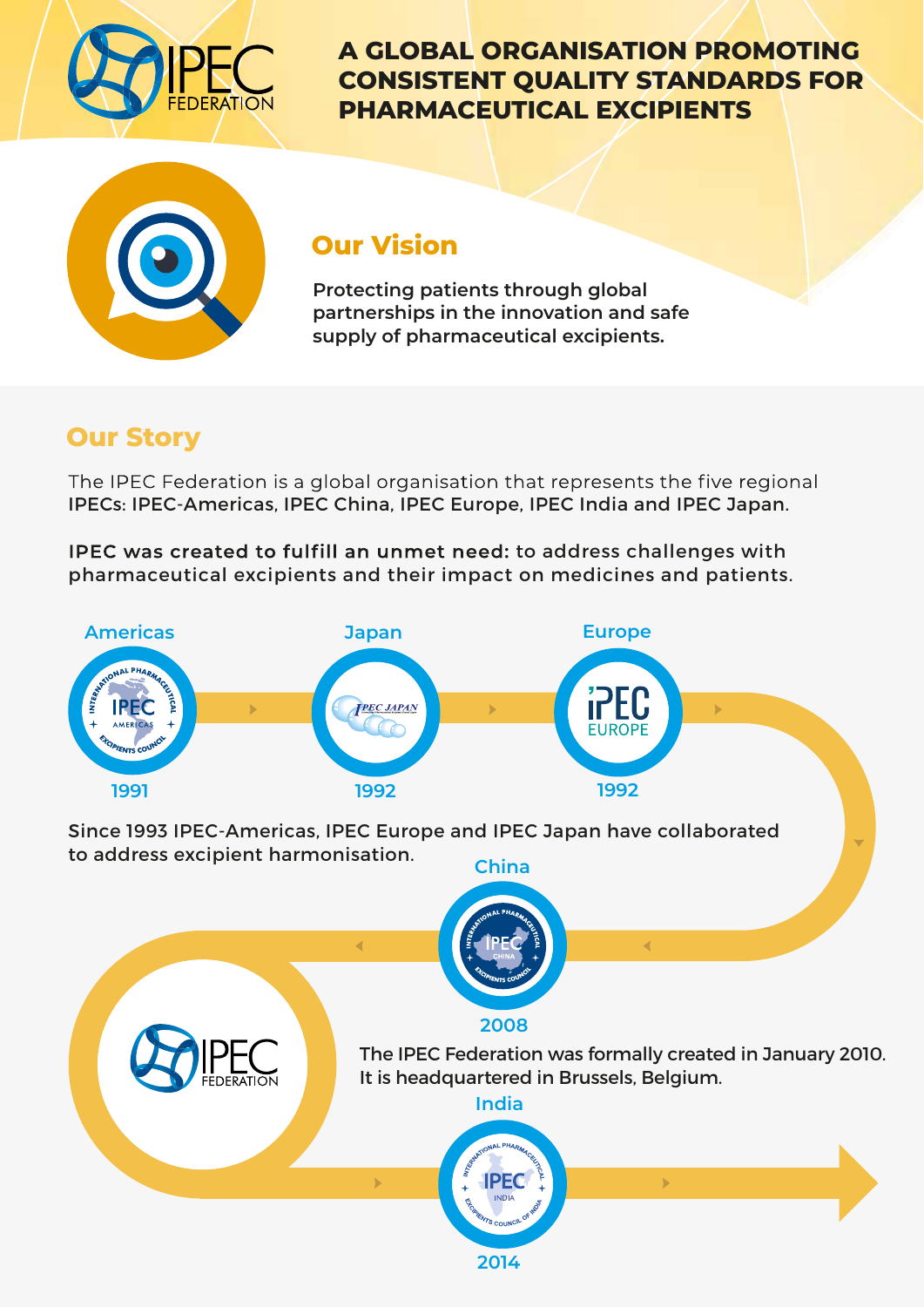# IPEC FEDERATION

## A GLOBAL ORGANISATION PROMOTING CONSISTENT QUALITY STANDARDS FOR PHARMACEUTICAL EXCIPIENTS

## Our Vision

Protecting patients through global partnerships in the innovation and safe supply of pharmaceutical excipients.

## Our Story

The IPEC Federation is a global organisation that represents the five regional IPECs: IPEC-Americas, IPEC China, IPEC Europe, IPEC India and IPEC Japan.

**IPEC was created to fulfill an unmet need:** to address challenges with pharmaceutical excipients and their impact on medicines and patients.

**Americas** – 1991

**Japan** – 1992

**Europe** – 1992

Since 1993 IPEC-Americas, IPEC Europe and IPEC Japan have collaborated to address excipient harmonisation.

**China** – 2008

The IPEC Federation was formally created in January 2010. It is headquartered in Brussels, Belgium.

**India** – 2014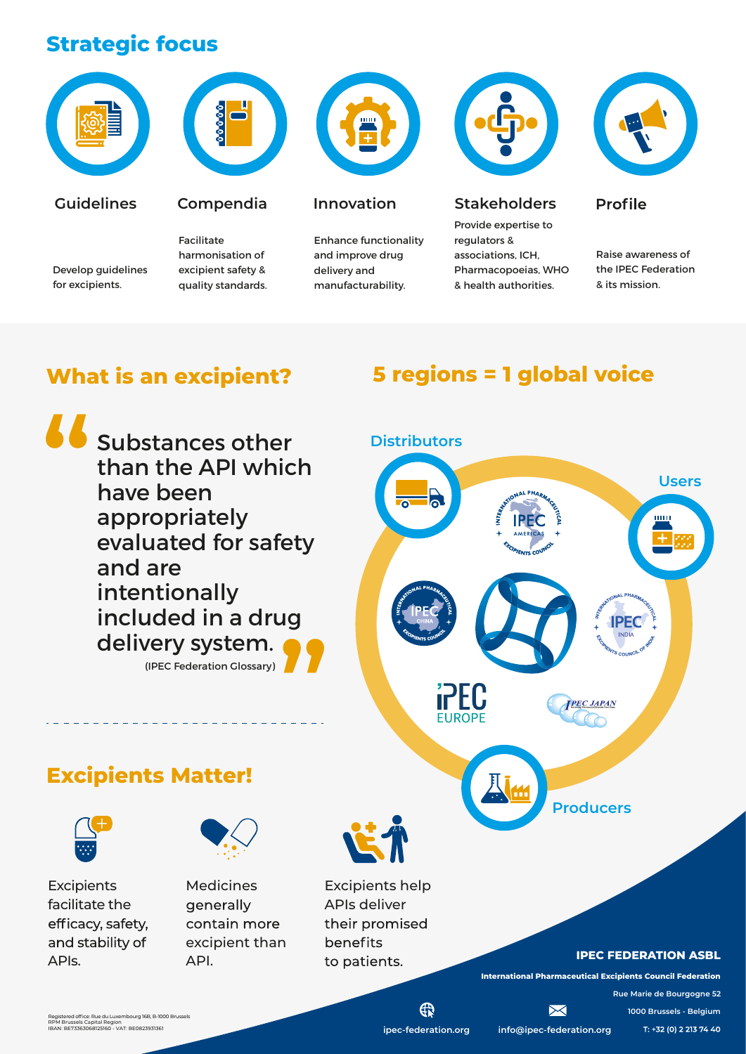## Strategic focus

**Guidelines**

Develop guidelines for excipients.

**Compendia**

Facilitate harmonisation of excipient safety & quality standards.

**Innovation**

Enhance functionality and improve drug delivery and manufacturability.

**Stakeholders**

Provide expertise to regulators & associations, ICH, Pharmacopoeias, WHO & health authorities.

**Profile**

Raise awareness of the IPEC Federation & its mission.

## What is an excipient?

> Substances other than the API which have been appropriately evaluated for safety and are intentionally included in a drug delivery system.
>
> (IPEC Federation Glossary)

## Excipients Matter!

Excipients facilitate the efficacy, safety, and stability of APIs.

Medicines generally contain more excipient than API.

Excipients help APIs deliver their promised benefits to patients.

## 5 regions = 1 global voice

Distributors

Users

Producers

IPEC AMERICAS

IPEC CHINA

IPEC INDIA

IPEC EUROPE

IPEC JAPAN

**IPEC FEDERATION ASBL**

International Pharmaceutical Excipients Council Federation

Rue Marie de Bourgogne 52

1000 Brussels - Belgium

T: +32 (0) 2 213 74 40

ipec-federation.org

info@ipec-federation.org

Registered office: Rue du Luxembourg 16B, B-1000 Brussels
RPM Brussels Capital Region
IBAN: BE73363068125160 - VAT: BE0823931361